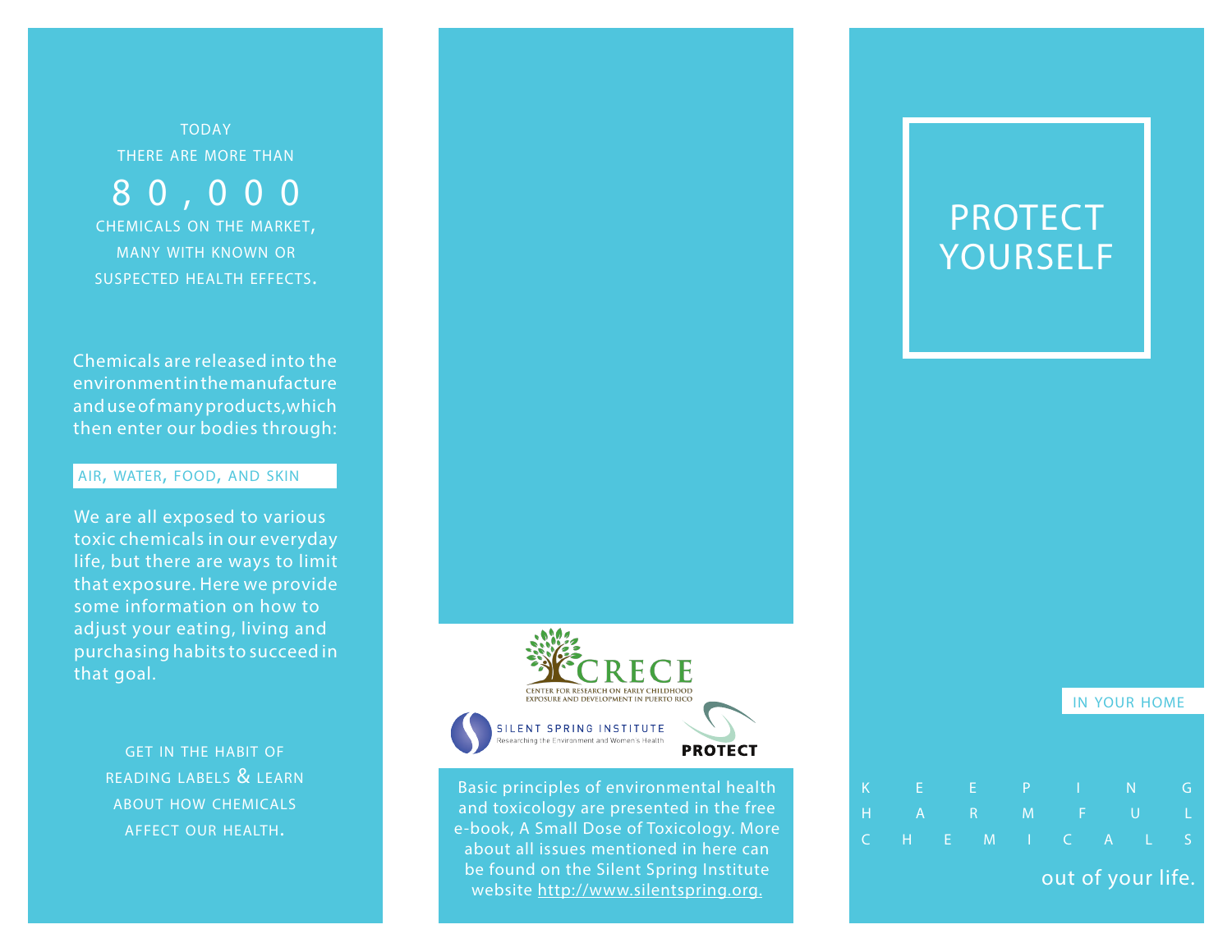TODAY
THERE ARE MORE THAN

# 80,000

CHEMICALS ON THE MARKET, MANY WITH KNOWN OR SUSPECTED HEALTH EFFECTS.

Chemicals are released into the environment in the manufacture and use of many products, which then enter our bodies through:

**AIR, WATER, FOOD, AND SKIN**

We are all exposed to various toxic chemicals in our everyday life, but there are ways to limit that exposure. Here we provide some information on how to adjust your eating, living and purchasing habits to succeed in that goal.

GET IN THE HABIT OF READING LABELS & LEARN ABOUT HOW CHEMICALS AFFECT OUR HEALTH.

CRECE
CENTER FOR RESEARCH ON EARLY CHILDHOOD EXPOSURE AND DEVELOPMENT IN PUERTO RICO

SILENT SPRING INSTITUTE
Researching the Environment and Women's Health

PROTECT

Basic principles of environmental health and toxicology are presented in the free e-book, A Small Dose of Toxicology. More about all issues mentioned in here can be found on the Silent Spring Institute website http://www.silentspring.org.

# PROTECT YOURSELF

IN YOUR HOME

KEEPING HARMFUL CHEMICALS out of your life.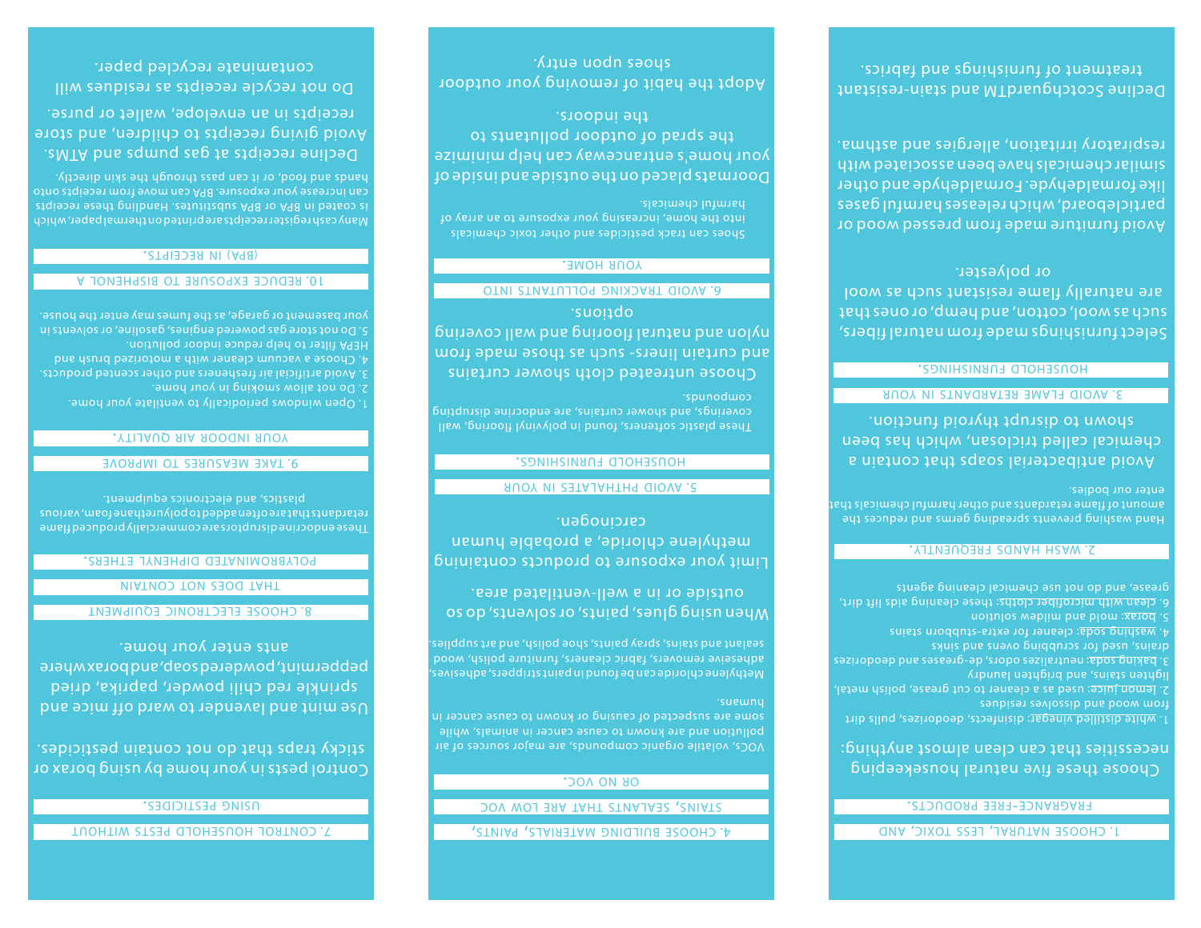## 1. CHOOSE NATURAL, LESS TOXIC, AND FRAGRANCE-FREE PRODUCTS.

Choose these five natural housekeeping necessities that can clean almost anything:

1. white distilled vinegar: disinfects, deodorizes, pulls dirt from wood and dissolves residues
2. lemon juice: used as a cleaner to cut grease, polish metal, lighten stains, and brighten laundry
3. baking soda: neutralizes odors, de-greases and deodorizes drains, used for scrubbing ovens and sinks
4. washing soda: cleaner for extra-stubborn stains
5. borax: mold and mildew solution
6. clean with microfiber cloths: these cleaning aids lift dirt, grease, and do not use chemical cleaning agents

## 2. WASH HANDS FREQUENTLY.

Hand washing prevents spreading germs and reduces the amount of flame retardants and other harmful chemicals that enter our bodies.

Avoid antibacterial soaps that contain a chemical called triclosan, which has been shown to disrupt thyroid function.

## 3. AVOID FLAME RETARDANTS IN YOUR HOUSEHOLD FURNISHINGS.

Select furnishings made from natural fibers, such as wool, cotton, and hemp, or ones that are naturally flame resistant such as wool or polyester.

Avoid furniture made from pressed wood or particleboard, which releases harmful gases like formaldehyde. Formaldehyde and other similar chemicals have been associated with respiratory irritation, allergies and asthma.

Decline ScotchguardTM and stain-resistant treatment of furnishings and fabrics.

## 4. CHOOSE BUILDING MATERIALS, PAINTS, STAINS, SEALANTS THAT ARE LOW VOC OR NO VOC.

VOCs, volatile organic compounds, are major sources of air pollution and are known to cause cancer in animals, while some are suspected of causing or known to cause cancer in humans.

Methylene chloride can be found in paint strippers, adhesives, adhesive removers, fabric cleaners, furniture polish, wood sealant and stains, spray paints, shoe polish, and art supplies.

When using glues, paints, or solvents, do so outside or in a well-ventilated area.

Limit your exposure to products containing methylene chloride, a probable human carcinogen.

## 5. AVOID PHTHALATES IN YOUR HOUSEHOLD FURNISHINGS.

These plastic softeners, found in polyvinyl flooring, wall coverings, and shower curtains, are endocrine disrupting compounds.

Choose untreated cloth shower curtains and curtain liners- such as those made from nylon and natural flooring and wall covering options.

## 6. AVOID TRACKING POLLUTANTS INTO YOUR HOME.

Shoes can track pesticides and other toxic chemicals into the home, increasing your exposure to an array of harmful chemicals.

Doormats placed on the outside and inside of your home's entranceway can help minimize the spread of outdoor pollutants to the indoors.

Adopt the habit of removing your outdoor shoes upon entry.

## 7. CONTROL HOUSEHOLD PESTS WITHOUT USING PESTICIDES.

Control pests in your home by using borax or sticky traps that do not contain pesticides.

Use mint and lavender to ward off mice and sprinkle red chili powder, paprika, dried peppermint, powdered soap, and borax where ants enter your home.

## 8. CHOOSE ELECTRONIC EQUIPMENT THAT DOES NOT CONTAIN POLYBROMINATED DIPHENYL ETHERS.

These endocrine disruptors are commercially produced flame retardants that are often added to polyurethane foam, various plastics, and electronics equipment.

## 9. TAKE MEASURES TO IMPROVE YOUR INDOOR AIR QUALITY.

1. Open windows periodically to ventilate your home.
2. Do not allow smoking in your home.
3. Avoid artificial air fresheners and other scented products.
4. Choose a vacuum cleaner with a motorized brush and HEPA filter to help reduce indoor pollution.
5. Do not store gas powered engines, gasoline, or solvents in your basement or garage, as the fumes may enter the house.

## 10. REDUCE EXPOSURE TO BISPHENOL A (BPA) IN RECEIPTS.

Many cash register receipts are printed on thermal paper, which is coated in BPA or BPA substitutes. Handling these receipts can increase your exposure. BPA can move from receipts onto hands and food, or it can pass through the skin directly.

Decline receipts at gas pumps and ATMs.

Avoid giving receipts to children, and store receipts in an envelope, wallet or purse.

Do not recycle receipts as residues will contaminate recycled paper.